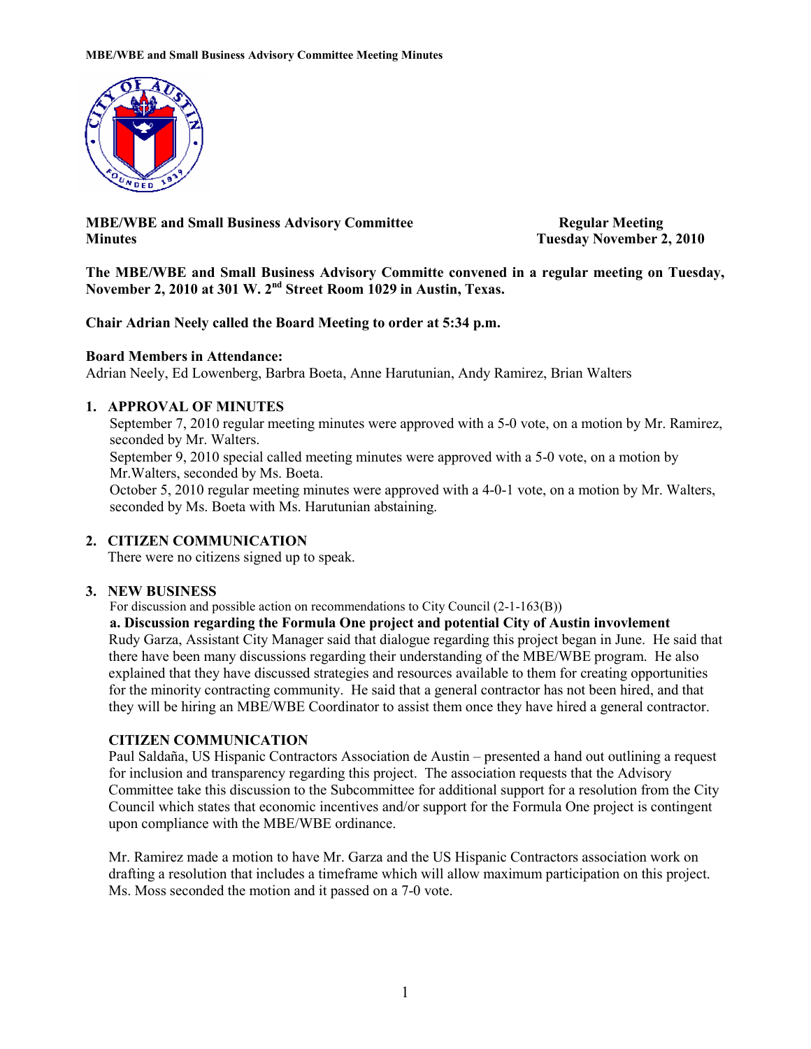# MBE/WBE and Small Business Advisory Committee Minutes

**Regular Meeting**
**Tuesday November 2, 2010**

**The MBE/WBE and Small Business Advisory Committe convened in a regular meeting on Tuesday, November 2, 2010 at 301 W. 2nd Street Room 1029 in Austin, Texas.**

**Chair Adrian Neely called the Board Meeting to order at 5:34 p.m.**

**Board Members in Attendance:**
Adrian Neely, Ed Lowenberg, Barbra Boeta, Anne Harutunian, Andy Ramirez, Brian Walters

## 1. APPROVAL OF MINUTES

September 7, 2010 regular meeting minutes were approved with a 5-0 vote, on a motion by Mr. Ramirez, seconded by Mr. Walters.
September 9, 2010 special called meeting minutes were approved with a 5-0 vote, on a motion by Mr.Walters, seconded by Ms. Boeta.
October 5, 2010 regular meeting minutes were approved with a 4-0-1 vote, on a motion by Mr. Walters, seconded by Ms. Boeta with Ms. Harutunian abstaining.

## 2. CITIZEN COMMUNICATION

There were no citizens signed up to speak.

## 3. NEW BUSINESS

For discussion and possible action on recommendations to City Council (2-1-163(B))

**a. Discussion regarding the Formula One project and potential City of Austin invovlement**
Rudy Garza, Assistant City Manager said that dialogue regarding this project began in June. He said that there have been many discussions regarding their understanding of the MBE/WBE program. He also explained that they have discussed strategies and resources available to them for creating opportunities for the minority contracting community. He said that a general contractor has not been hired, and that they will be hiring an MBE/WBE Coordinator to assist them once they have hired a general contractor.

**CITIZEN COMMUNICATION**
Paul Saldaña, US Hispanic Contractors Association de Austin – presented a hand out outlining a request for inclusion and transparency regarding this project. The association requests that the Advisory Committee take this discussion to the Subcommittee for additional support for a resolution from the City Council which states that economic incentives and/or support for the Formula One project is contingent upon compliance with the MBE/WBE ordinance.

Mr. Ramirez made a motion to have Mr. Garza and the US Hispanic Contractors association work on drafting a resolution that includes a timeframe which will allow maximum participation on this project. Ms. Moss seconded the motion and it passed on a 7-0 vote.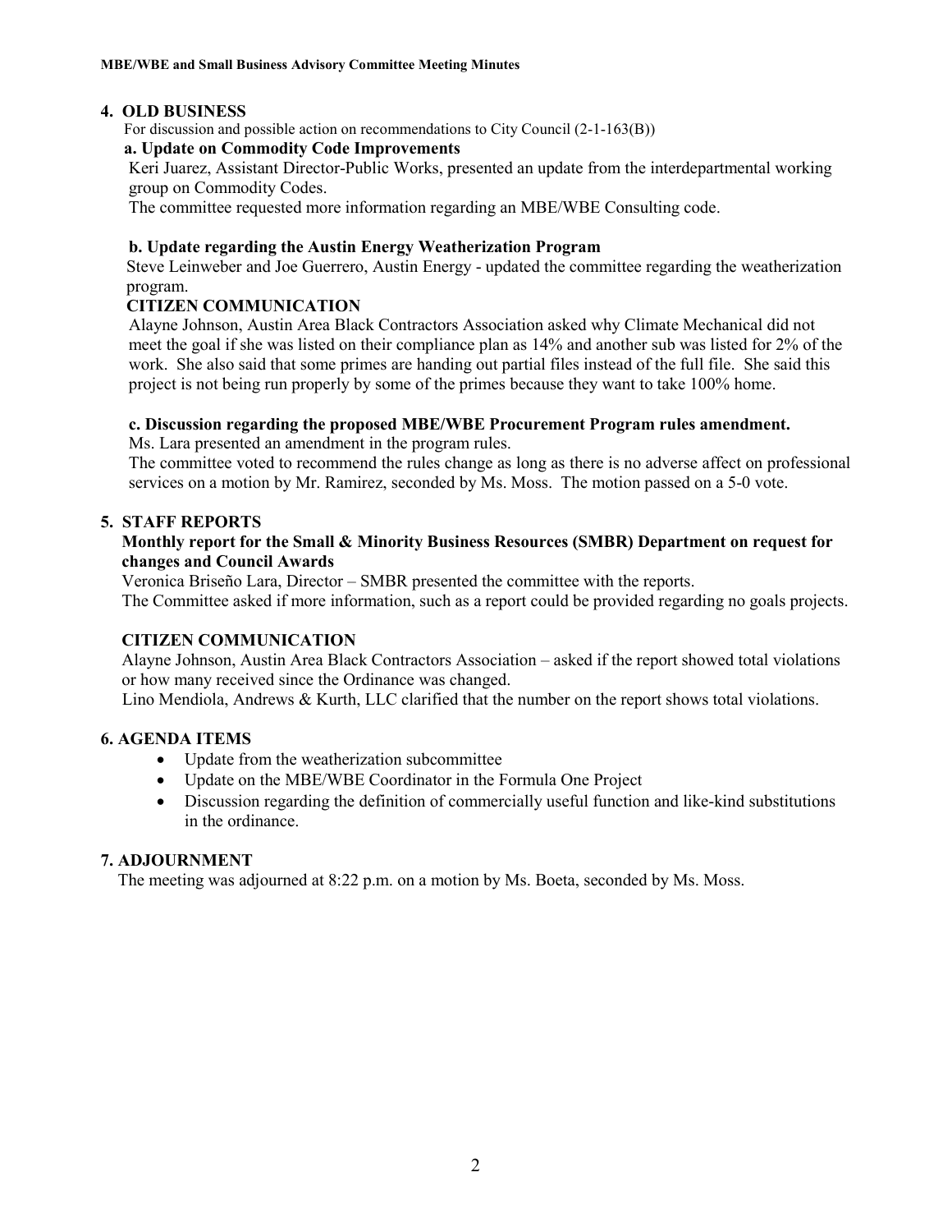## 4. OLD BUSINESS

For discussion and possible action on recommendations to City Council (2-1-163(B))

### a. Update on Commodity Code Improvements

Keri Juarez, Assistant Director-Public Works, presented an update from the interdepartmental working group on Commodity Codes.

The committee requested more information regarding an MBE/WBE Consulting code.

### b. Update regarding the Austin Energy Weatherization Program

Steve Leinweber and Joe Guerrero, Austin Energy - updated the committee regarding the weatherization program.

**CITIZEN COMMUNICATION**

Alayne Johnson, Austin Area Black Contractors Association asked why Climate Mechanical did not meet the goal if she was listed on their compliance plan as 14% and another sub was listed for 2% of the work. She also said that some primes are handing out partial files instead of the full file. She said this project is not being run properly by some of the primes because they want to take 100% home.

### c. Discussion regarding the proposed MBE/WBE Procurement Program rules amendment.

Ms. Lara presented an amendment in the program rules.

The committee voted to recommend the rules change as long as there is no adverse affect on professional services on a motion by Mr. Ramirez, seconded by Ms. Moss. The motion passed on a 5-0 vote.

## 5. STAFF REPORTS

**Monthly report for the Small & Minority Business Resources (SMBR) Department on request for changes and Council Awards**

Veronica Briseño Lara, Director – SMBR presented the committee with the reports.

The Committee asked if more information, such as a report could be provided regarding no goals projects.

**CITIZEN COMMUNICATION**

Alayne Johnson, Austin Area Black Contractors Association – asked if the report showed total violations or how many received since the Ordinance was changed.

Lino Mendiola, Andrews & Kurth, LLC clarified that the number on the report shows total violations.

## 6. AGENDA ITEMS

- Update from the weatherization subcommittee
- Update on the MBE/WBE Coordinator in the Formula One Project
- Discussion regarding the definition of commercially useful function and like-kind substitutions in the ordinance.

## 7. ADJOURNMENT

The meeting was adjourned at 8:22 p.m. on a motion by Ms. Boeta, seconded by Ms. Moss.